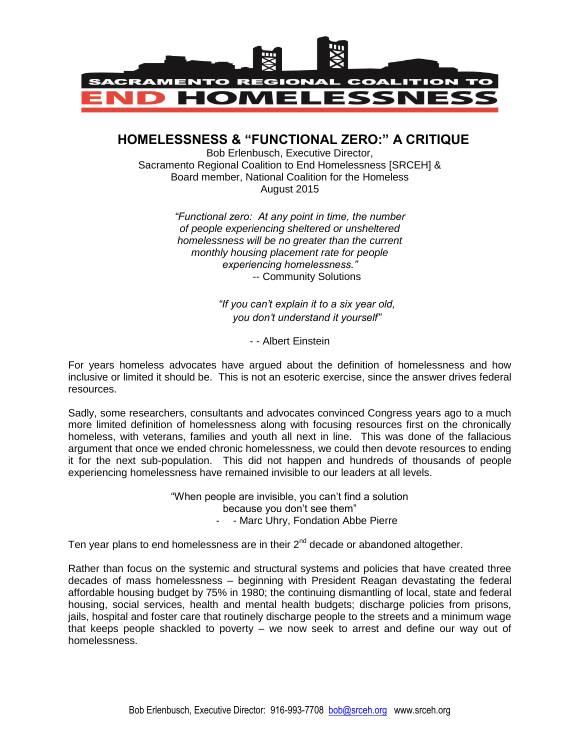SACRAMENTO REGIONAL COALITION TO END HOMELESSNESS

# HOMELESSNESS & "FUNCTIONAL ZERO:" A CRITIQUE

Bob Erlenbusch, Executive Director,
Sacramento Regional Coalition to End Homelessness [SRCEH] &
Board member, National Coalition for the Homeless
August 2015

> *"Functional zero: At any point in time, the number of people experiencing sheltered or unsheltered homelessness will be no greater than the current monthly housing placement rate for people experiencing homelessness."*
> -- Community Solutions

> *"If you can't explain it to a six year old, you don't understand it yourself"*
>
> - - Albert Einstein

For years homeless advocates have argued about the definition of homelessness and how inclusive or limited it should be. This is not an esoteric exercise, since the answer drives federal resources.

Sadly, some researchers, consultants and advocates convinced Congress years ago to a much more limited definition of homelessness along with focusing resources first on the chronically homeless, with veterans, families and youth all next in line. This was done of the fallacious argument that once we ended chronic homelessness, we could then devote resources to ending it for the next sub-population. This did not happen and hundreds of thousands of people experiencing homelessness have remained invisible to our leaders at all levels.

> "When people are invisible, you can't find a solution because you don't see them"
> - - Marc Uhry, Fondation Abbe Pierre

Ten year plans to end homelessness are in their 2nd decade or abandoned altogether.

Rather than focus on the systemic and structural systems and policies that have created three decades of mass homelessness – beginning with President Reagan devastating the federal affordable housing budget by 75% in 1980; the continuing dismantling of local, state and federal housing, social services, health and mental health budgets; discharge policies from prisons, jails, hospital and foster care that routinely discharge people to the streets and a minimum wage that keeps people shackled to poverty – we now seek to arrest and define our way out of homelessness.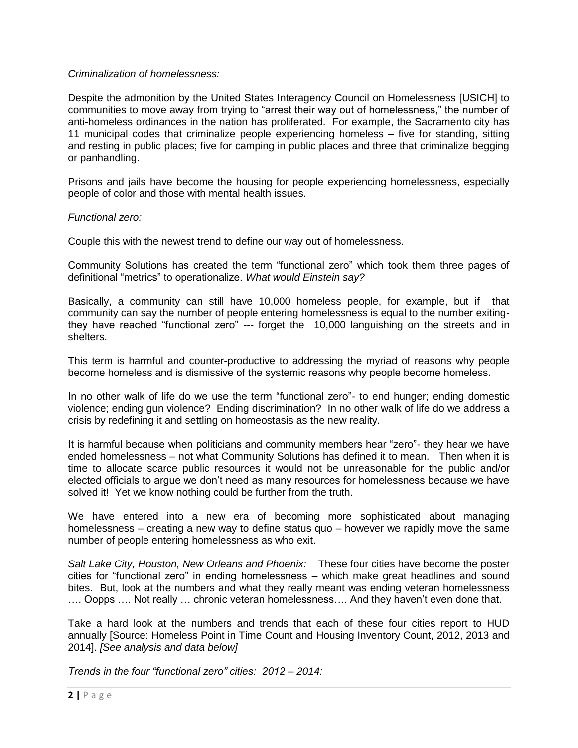*Criminalization of homelessness:*

Despite the admonition by the United States Interagency Council on Homelessness [USICH] to communities to move away from trying to "arrest their way out of homelessness," the number of anti-homeless ordinances in the nation has proliferated. For example, the Sacramento city has 11 municipal codes that criminalize people experiencing homeless – five for standing, sitting and resting in public places; five for camping in public places and three that criminalize begging or panhandling.

Prisons and jails have become the housing for people experiencing homelessness, especially people of color and those with mental health issues.

*Functional zero:*

Couple this with the newest trend to define our way out of homelessness.

Community Solutions has created the term "functional zero" which took them three pages of definitional "metrics" to operationalize. *What would Einstein say?*

Basically, a community can still have 10,000 homeless people, for example, but if that community can say the number of people entering homelessness is equal to the number exiting- they have reached "functional zero" --- forget the 10,000 languishing on the streets and in shelters.

This term is harmful and counter-productive to addressing the myriad of reasons why people become homeless and is dismissive of the systemic reasons why people become homeless.

In no other walk of life do we use the term "functional zero"- to end hunger; ending domestic violence; ending gun violence? Ending discrimination? In no other walk of life do we address a crisis by redefining it and settling on homeostasis as the new reality.

It is harmful because when politicians and community members hear "zero"- they hear we have ended homelessness – not what Community Solutions has defined it to mean. Then when it is time to allocate scarce public resources it would not be unreasonable for the public and/or elected officials to argue we don't need as many resources for homelessness because we have solved it! Yet we know nothing could be further from the truth.

We have entered into a new era of becoming more sophisticated about managing homelessness – creating a new way to define status quo – however we rapidly move the same number of people entering homelessness as who exit.

*Salt Lake City, Houston, New Orleans and Phoenix:* These four cities have become the poster cities for "functional zero" in ending homelessness – which make great headlines and sound bites. But, look at the numbers and what they really meant was ending veteran homelessness …. Oopps …. Not really … chronic veteran homelessness…. And they haven't even done that.

Take a hard look at the numbers and trends that each of these four cities report to HUD annually [Source: Homeless Point in Time Count and Housing Inventory Count, 2012, 2013 and 2014]. *[See analysis and data below]*

*Trends in the four "functional zero" cities: 2012 – 2014:*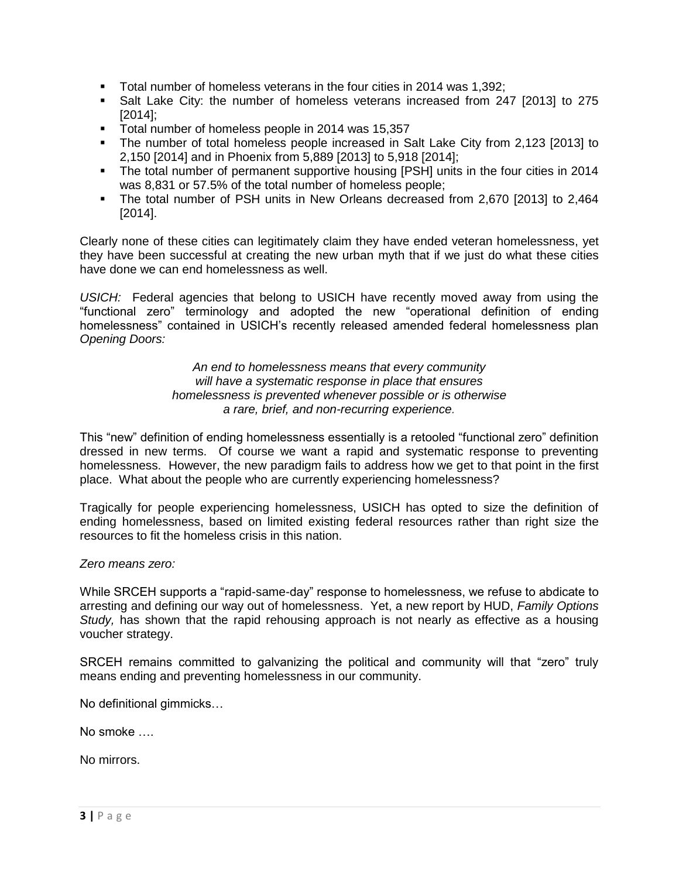- Total number of homeless veterans in the four cities in 2014 was 1,392;
- Salt Lake City: the number of homeless veterans increased from 247 [2013] to 275 [2014];
- Total number of homeless people in 2014 was 15,357
- The number of total homeless people increased in Salt Lake City from 2,123 [2013] to 2,150 [2014] and in Phoenix from 5,889 [2013] to 5,918 [2014];
- The total number of permanent supportive housing [PSH] units in the four cities in 2014 was 8,831 or 57.5% of the total number of homeless people;
- The total number of PSH units in New Orleans decreased from 2,670 [2013] to 2,464 [2014].

Clearly none of these cities can legitimately claim they have ended veteran homelessness, yet they have been successful at creating the new urban myth that if we just do what these cities have done we can end homelessness as well.

*USICH:* Federal agencies that belong to USICH have recently moved away from using the "functional zero" terminology and adopted the new "operational definition of ending homelessness" contained in USICH's recently released amended federal homelessness plan *Opening Doors:*

> *An end to homelessness means that every community will have a systematic response in place that ensures homelessness is prevented whenever possible or is otherwise a rare, brief, and non-recurring experience.*

This "new" definition of ending homelessness essentially is a retooled "functional zero" definition dressed in new terms. Of course we want a rapid and systematic response to preventing homelessness. However, the new paradigm fails to address how we get to that point in the first place. What about the people who are currently experiencing homelessness?

Tragically for people experiencing homelessness, USICH has opted to size the definition of ending homelessness, based on limited existing federal resources rather than right size the resources to fit the homeless crisis in this nation.

*Zero means zero:*

While SRCEH supports a "rapid-same-day" response to homelessness, we refuse to abdicate to arresting and defining our way out of homelessness. Yet, a new report by HUD, *Family Options Study,* has shown that the rapid rehousing approach is not nearly as effective as a housing voucher strategy.

SRCEH remains committed to galvanizing the political and community will that "zero" truly means ending and preventing homelessness in our community.

No definitional gimmicks…

No smoke ….

No mirrors.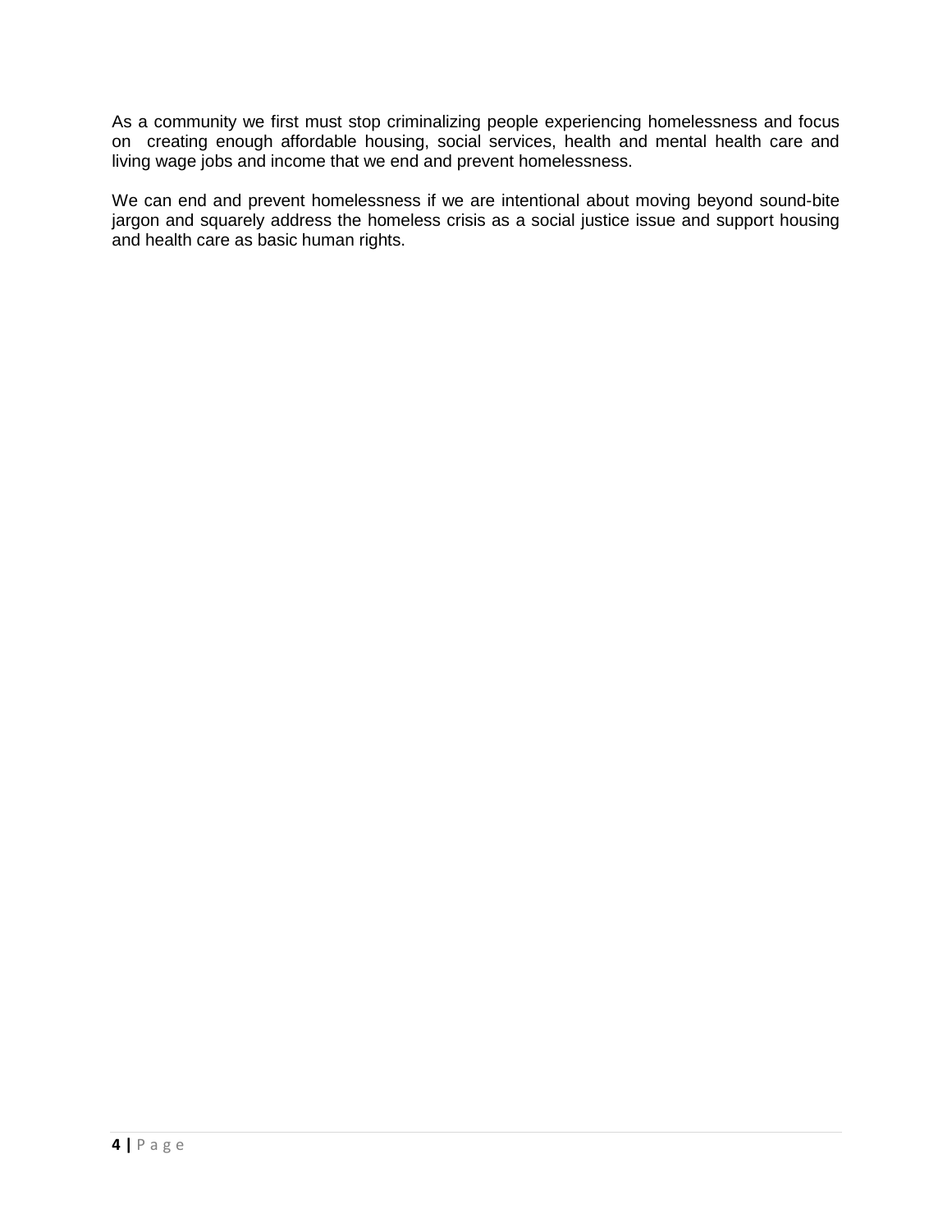As a community we first must stop criminalizing people experiencing homelessness and focus on creating enough affordable housing, social services, health and mental health care and living wage jobs and income that we end and prevent homelessness.

We can end and prevent homelessness if we are intentional about moving beyond sound-bite jargon and squarely address the homeless crisis as a social justice issue and support housing and health care as basic human rights.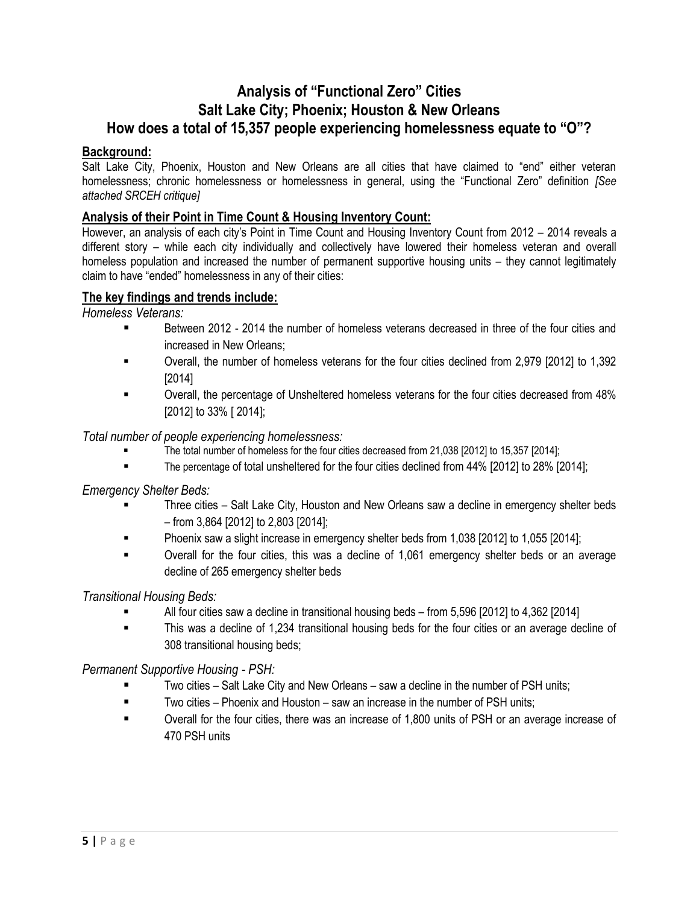# Analysis of "Functional Zero" Cities
# Salt Lake City; Phoenix; Houston & New Orleans
# How does a total of 15,357 people experiencing homelessness equate to "O"?

## Background:

Salt Lake City, Phoenix, Houston and New Orleans are all cities that have claimed to "end" either veteran homelessness; chronic homelessness or homelessness in general, using the "Functional Zero" definition *[See attached SRCEH critique]*

## Analysis of their Point in Time Count & Housing Inventory Count:

However, an analysis of each city's Point in Time Count and Housing Inventory Count from 2012 – 2014 reveals a different story – while each city individually and collectively have lowered their homeless veteran and overall homeless population and increased the number of permanent supportive housing units – they cannot legitimately claim to have "ended" homelessness in any of their cities:

## The key findings and trends include:

*Homeless Veterans:*

- Between 2012 - 2014 the number of homeless veterans decreased in three of the four cities and increased in New Orleans;
- Overall, the number of homeless veterans for the four cities declined from 2,979 [2012] to 1,392 [2014]
- Overall, the percentage of Unsheltered homeless veterans for the four cities decreased from 48% [2012] to 33% [ 2014];

*Total number of people experiencing homelessness:*

- The total number of homeless for the four cities decreased from 21,038 [2012] to 15,357 [2014];
- The percentage of total unsheltered for the four cities declined from 44% [2012] to 28% [2014];

*Emergency Shelter Beds:*

- Three cities – Salt Lake City, Houston and New Orleans saw a decline in emergency shelter beds – from 3,864 [2012] to 2,803 [2014];
- Phoenix saw a slight increase in emergency shelter beds from 1,038 [2012] to 1,055 [2014];
- Overall for the four cities, this was a decline of 1,061 emergency shelter beds or an average decline of 265 emergency shelter beds

*Transitional Housing Beds:*

- All four cities saw a decline in transitional housing beds – from 5,596 [2012] to 4,362 [2014]
- This was a decline of 1,234 transitional housing beds for the four cities or an average decline of 308 transitional housing beds;

*Permanent Supportive Housing - PSH:*

- Two cities – Salt Lake City and New Orleans – saw a decline in the number of PSH units;
- Two cities – Phoenix and Houston – saw an increase in the number of PSH units;
- Overall for the four cities, there was an increase of 1,800 units of PSH or an average increase of 470 PSH units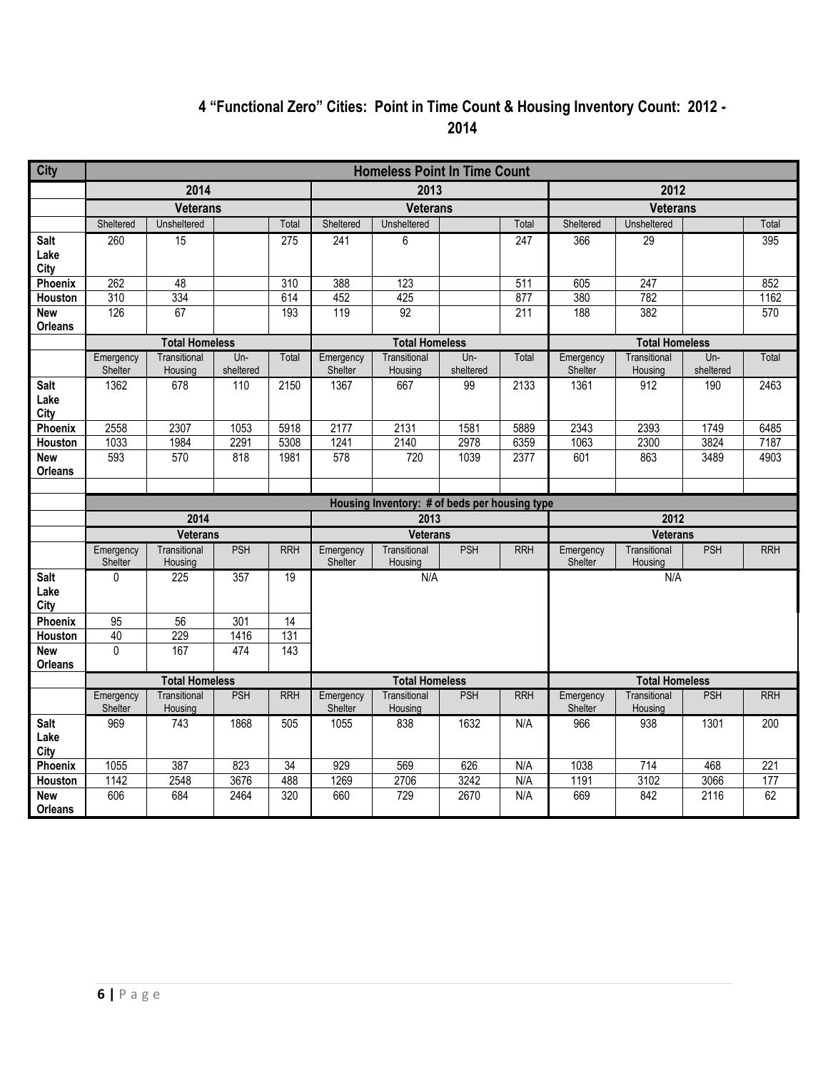## 4 "Functional Zero" Cities: Point in Time Count & Housing Inventory Count: 2012 - 2014

| City | Homeless Point In Time Count | | | | | | | | | | | |
|---|---|---|---|---|---|---|---|---|---|---|---|---|
| | 2014 | | | | 2013 | | | | 2012 | | | |
| | Veterans | | | | Veterans | | | | Veterans | | | |
| | Sheltered | Unsheltered | | Total | Sheltered | Unsheltered | | Total | Sheltered | Unsheltered | | Total |
| Salt Lake City | 260 | 15 | | 275 | 241 | 6 | | 247 | 366 | 29 | | 395 |
| Phoenix | 262 | 48 | | 310 | 388 | 123 | | 511 | 605 | 247 | | 852 |
| Houston | 310 | 334 | | 614 | 452 | 425 | | 877 | 380 | 782 | | 1162 |
| New Orleans | 126 | 67 | | 193 | 119 | 92 | | 211 | 188 | 382 | | 570 |
| | Total Homeless | | | | Total Homeless | | | | Total Homeless | | | |
| | Emergency Shelter | Transitional Housing | Un-sheltered | Total | Emergency Shelter | Transitional Housing | Un-sheltered | Total | Emergency Shelter | Transitional Housing | Un-sheltered | Total |
| Salt Lake City | 1362 | 678 | 110 | 2150 | 1367 | 667 | 99 | 2133 | 1361 | 912 | 190 | 2463 |
| Phoenix | 2558 | 2307 | 1053 | 5918 | 2177 | 2131 | 1581 | 5889 | 2343 | 2393 | 1749 | 6485 |
| Houston | 1033 | 1984 | 2291 | 5308 | 1241 | 2140 | 2978 | 6359 | 1063 | 2300 | 3824 | 7187 |
| New Orleans | 593 | 570 | 818 | 1981 | 578 | 720 | 1039 | 2377 | 601 | 863 | 3489 | 4903 |
| | | | | | | | | | | | | |
| | Housing Inventory: # of beds per housing type | | | | | | | | | | | |
| | 2014 | | | | 2013 | | | | 2012 | | | |
| | Veterans | | | | Veterans | | | | Veterans | | | |
| | Emergency Shelter | Transitional Housing | PSH | RRH | Emergency Shelter | Transitional Housing | PSH | RRH | Emergency Shelter | Transitional Housing | PSH | RRH |
| Salt Lake City | 0 | 225 | 357 | 19 | N/A | | | | N/A | | | |
| Phoenix | 95 | 56 | 301 | 14 | | | | | | | | |
| Houston | 40 | 229 | 1416 | 131 | | | | | | | | |
| New Orleans | 0 | 167 | 474 | 143 | | | | | | | | |
| | Total Homeless | | | | Total Homeless | | | | Total Homeless | | | |
| | Emergency Shelter | Transitional Housing | PSH | RRH | Emergency Shelter | Transitional Housing | PSH | RRH | Emergency Shelter | Transitional Housing | PSH | RRH |
| Salt Lake City | 969 | 743 | 1868 | 505 | 1055 | 838 | 1632 | N/A | 966 | 938 | 1301 | 200 |
| Phoenix | 1055 | 387 | 823 | 34 | 929 | 569 | 626 | N/A | 1038 | 714 | 468 | 221 |
| Houston | 1142 | 2548 | 3676 | 488 | 1269 | 2706 | 3242 | N/A | 1191 | 3102 | 3066 | 177 |
| New Orleans | 606 | 684 | 2464 | 320 | 660 | 729 | 2670 | N/A | 669 | 842 | 2116 | 62 |